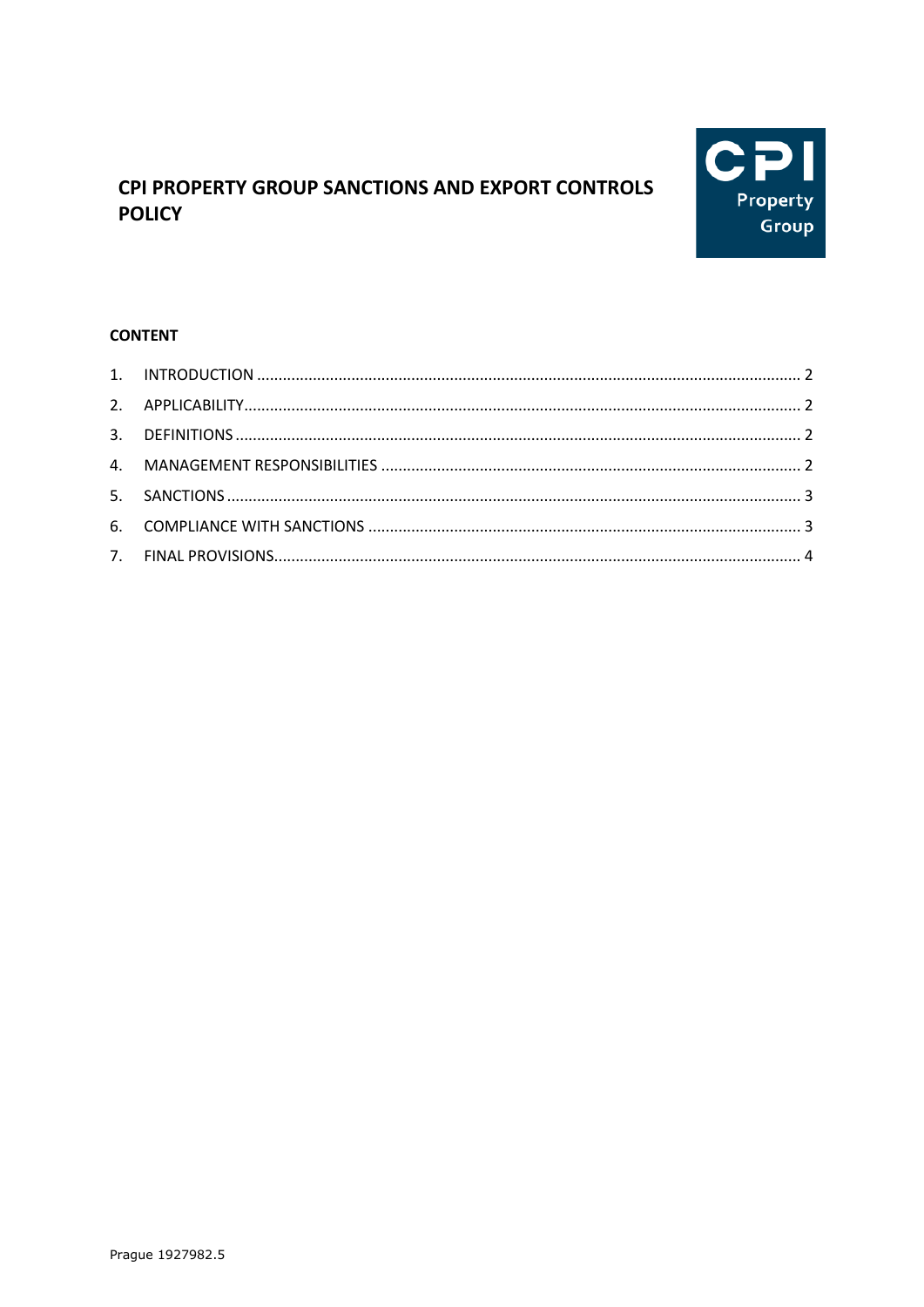# CPI PROPERTY GROUP SANCTIONS AND EXPORT CONTROLS POLICY

**CONTENT**

1. INTRODUCTION ........................................................................................................ 2
2. APPLICABILITY......................................................................................................... 2
3. DEFINITIONS ........................................................................................................... 2
4. MANAGEMENT RESPONSIBILITIES ......................................................................... 2
5. SANCTIONS ............................................................................................................. 3
6. COMPLIANCE WITH SANCTIONS ............................................................................ 3
7. FINAL PROVISIONS.................................................................................................. 4

Prague 1927982.5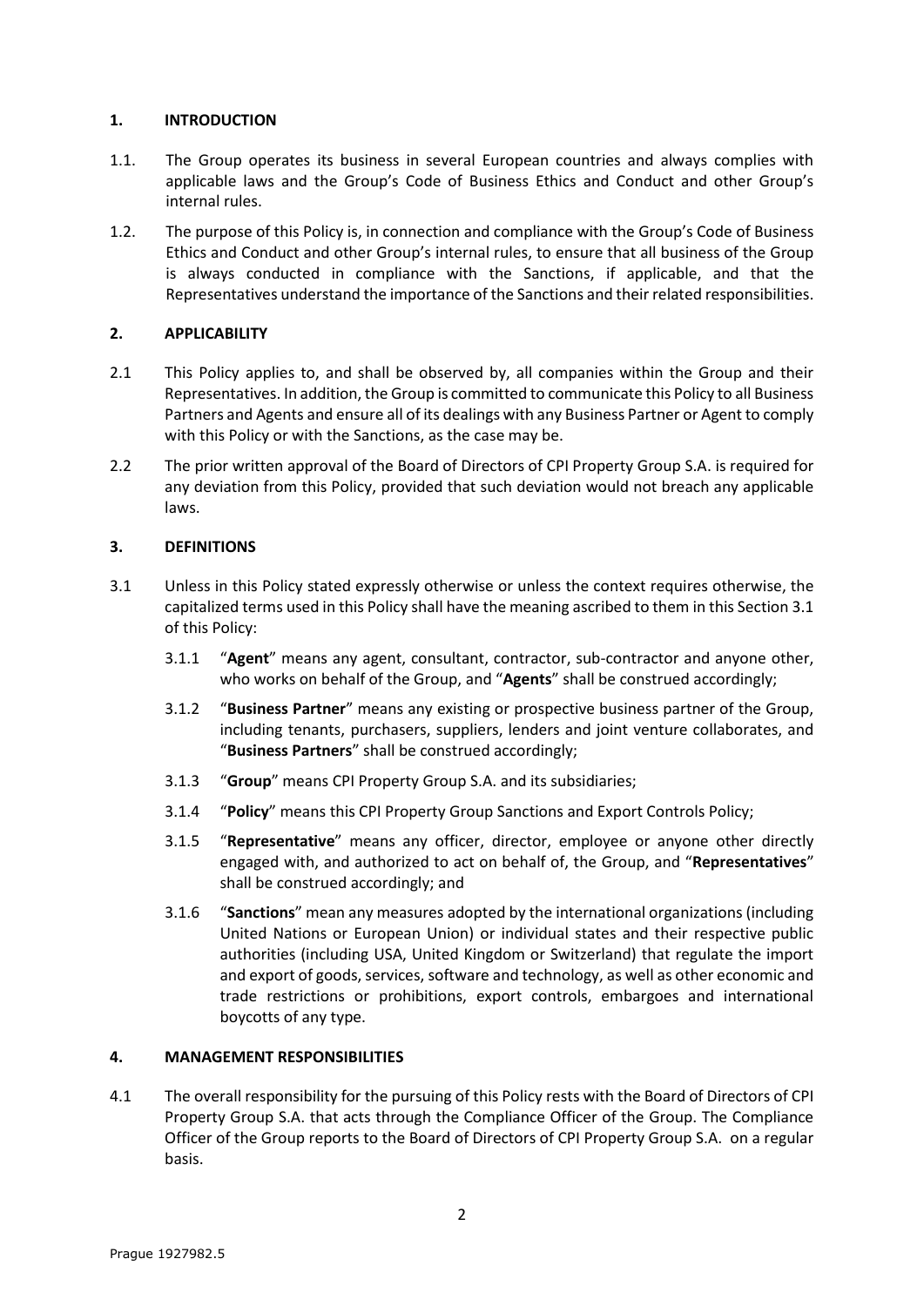## 1. INTRODUCTION

1.1. The Group operates its business in several European countries and always complies with applicable laws and the Group's Code of Business Ethics and Conduct and other Group's internal rules.

1.2. The purpose of this Policy is, in connection and compliance with the Group's Code of Business Ethics and Conduct and other Group's internal rules, to ensure that all business of the Group is always conducted in compliance with the Sanctions, if applicable, and that the Representatives understand the importance of the Sanctions and their related responsibilities.

## 2. APPLICABILITY

2.1 This Policy applies to, and shall be observed by, all companies within the Group and their Representatives. In addition, the Group is committed to communicate this Policy to all Business Partners and Agents and ensure all of its dealings with any Business Partner or Agent to comply with this Policy or with the Sanctions, as the case may be.

2.2 The prior written approval of the Board of Directors of CPI Property Group S.A. is required for any deviation from this Policy, provided that such deviation would not breach any applicable laws.

## 3. DEFINITIONS

3.1 Unless in this Policy stated expressly otherwise or unless the context requires otherwise, the capitalized terms used in this Policy shall have the meaning ascribed to them in this Section 3.1 of this Policy:

3.1.1 "**Agent**" means any agent, consultant, contractor, sub-contractor and anyone other, who works on behalf of the Group, and "**Agents**" shall be construed accordingly;

3.1.2 "**Business Partner**" means any existing or prospective business partner of the Group, including tenants, purchasers, suppliers, lenders and joint venture collaborates, and "**Business Partners**" shall be construed accordingly;

3.1.3 "**Group**" means CPI Property Group S.A. and its subsidiaries;

3.1.4 "**Policy**" means this CPI Property Group Sanctions and Export Controls Policy;

3.1.5 "**Representative**" means any officer, director, employee or anyone other directly engaged with, and authorized to act on behalf of, the Group, and "**Representatives**" shall be construed accordingly; and

3.1.6 "**Sanctions**" mean any measures adopted by the international organizations (including United Nations or European Union) or individual states and their respective public authorities (including USA, United Kingdom or Switzerland) that regulate the import and export of goods, services, software and technology, as well as other economic and trade restrictions or prohibitions, export controls, embargoes and international boycotts of any type.

## 4. MANAGEMENT RESPONSIBILITIES

4.1 The overall responsibility for the pursuing of this Policy rests with the Board of Directors of CPI Property Group S.A. that acts through the Compliance Officer of the Group. The Compliance Officer of the Group reports to the Board of Directors of CPI Property Group S.A. on a regular basis.

Prague 1927982.5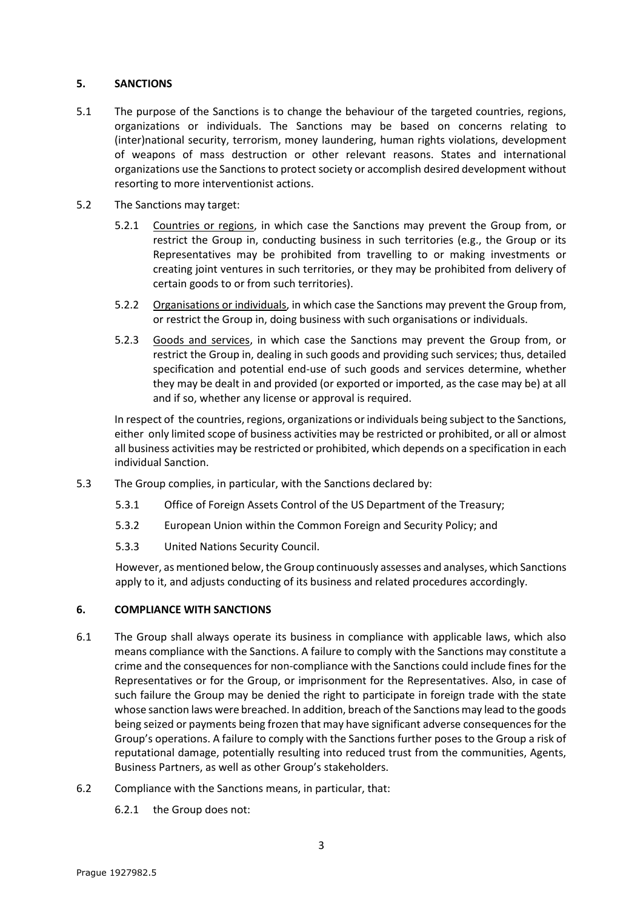## 5. SANCTIONS

5.1 The purpose of the Sanctions is to change the behaviour of the targeted countries, regions, organizations or individuals. The Sanctions may be based on concerns relating to (inter)national security, terrorism, money laundering, human rights violations, development of weapons of mass destruction or other relevant reasons. States and international organizations use the Sanctions to protect society or accomplish desired development without resorting to more interventionist actions.

5.2 The Sanctions may target:

5.2.1 Countries or regions, in which case the Sanctions may prevent the Group from, or restrict the Group in, conducting business in such territories (e.g., the Group or its Representatives may be prohibited from travelling to or making investments or creating joint ventures in such territories, or they may be prohibited from delivery of certain goods to or from such territories).

5.2.2 Organisations or individuals, in which case the Sanctions may prevent the Group from, or restrict the Group in, doing business with such organisations or individuals.

5.2.3 Goods and services, in which case the Sanctions may prevent the Group from, or restrict the Group in, dealing in such goods and providing such services; thus, detailed specification and potential end-use of such goods and services determine, whether they may be dealt in and provided (or exported or imported, as the case may be) at all and if so, whether any license or approval is required.

In respect of the countries, regions, organizations or individuals being subject to the Sanctions, either only limited scope of business activities may be restricted or prohibited, or all or almost all business activities may be restricted or prohibited, which depends on a specification in each individual Sanction.

5.3 The Group complies, in particular, with the Sanctions declared by:

5.3.1 Office of Foreign Assets Control of the US Department of the Treasury;

5.3.2 European Union within the Common Foreign and Security Policy; and

5.3.3 United Nations Security Council.

However, as mentioned below, the Group continuously assesses and analyses, which Sanctions apply to it, and adjusts conducting of its business and related procedures accordingly.

## 6. COMPLIANCE WITH SANCTIONS

6.1 The Group shall always operate its business in compliance with applicable laws, which also means compliance with the Sanctions. A failure to comply with the Sanctions may constitute a crime and the consequences for non-compliance with the Sanctions could include fines for the Representatives or for the Group, or imprisonment for the Representatives. Also, in case of such failure the Group may be denied the right to participate in foreign trade with the state whose sanction laws were breached. In addition, breach of the Sanctions may lead to the goods being seized or payments being frozen that may have significant adverse consequences for the Group's operations. A failure to comply with the Sanctions further poses to the Group a risk of reputational damage, potentially resulting into reduced trust from the communities, Agents, Business Partners, as well as other Group's stakeholders.

6.2 Compliance with the Sanctions means, in particular, that:

6.2.1 the Group does not: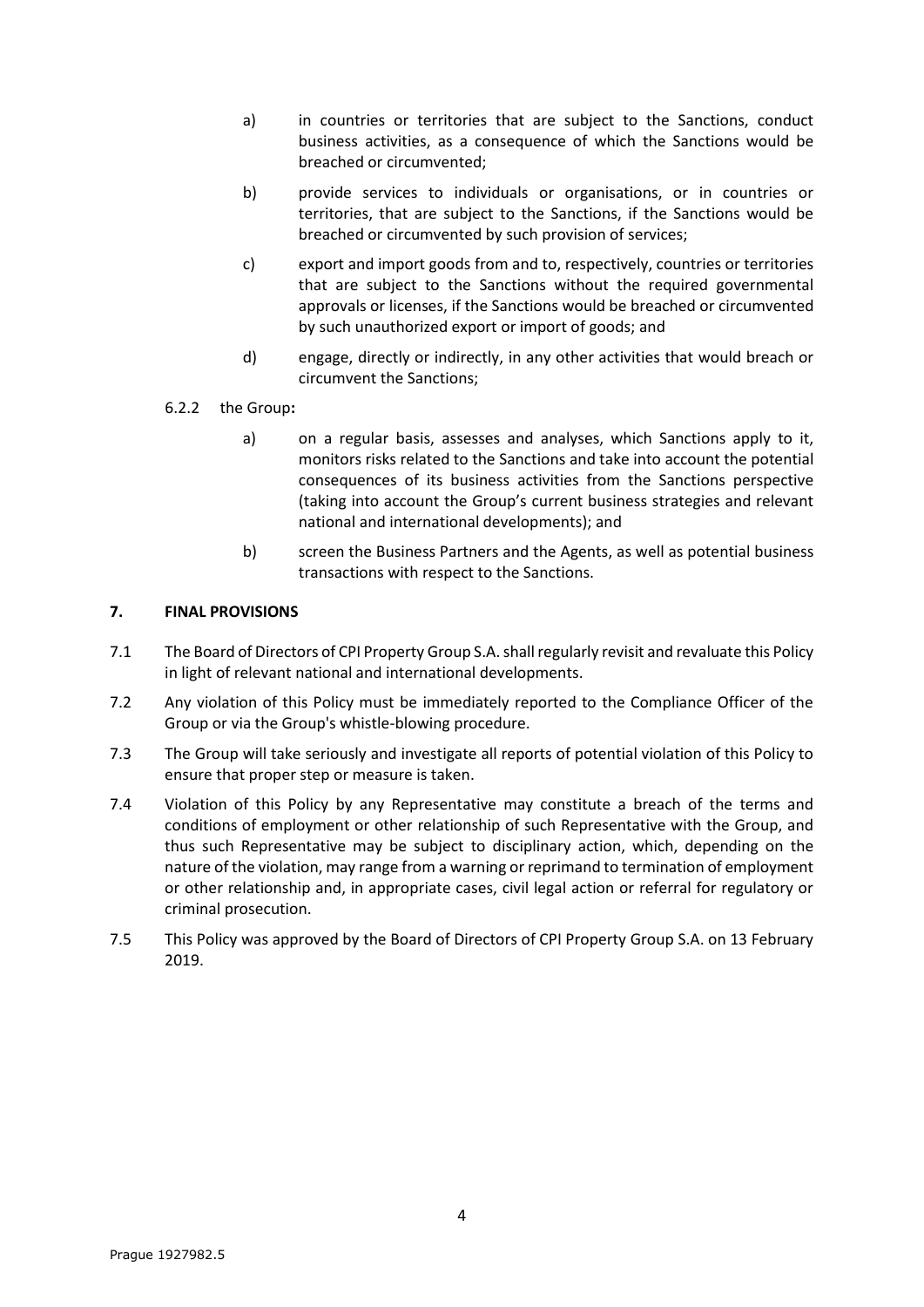a) in countries or territories that are subject to the Sanctions, conduct business activities, as a consequence of which the Sanctions would be breached or circumvented;

b) provide services to individuals or organisations, or in countries or territories, that are subject to the Sanctions, if the Sanctions would be breached or circumvented by such provision of services;

c) export and import goods from and to, respectively, countries or territories that are subject to the Sanctions without the required governmental approvals or licenses, if the Sanctions would be breached or circumvented by such unauthorized export or import of goods; and

d) engage, directly or indirectly, in any other activities that would breach or circumvent the Sanctions;

6.2.2 the Group**:**

a) on a regular basis, assesses and analyses, which Sanctions apply to it, monitors risks related to the Sanctions and take into account the potential consequences of its business activities from the Sanctions perspective (taking into account the Group's current business strategies and relevant national and international developments); and

b) screen the Business Partners and the Agents, as well as potential business transactions with respect to the Sanctions.

## 7. FINAL PROVISIONS

7.1 The Board of Directors of CPI Property Group S.A. shall regularly revisit and revaluate this Policy in light of relevant national and international developments.

7.2 Any violation of this Policy must be immediately reported to the Compliance Officer of the Group or via the Group's whistle-blowing procedure.

7.3 The Group will take seriously and investigate all reports of potential violation of this Policy to ensure that proper step or measure is taken.

7.4 Violation of this Policy by any Representative may constitute a breach of the terms and conditions of employment or other relationship of such Representative with the Group, and thus such Representative may be subject to disciplinary action, which, depending on the nature of the violation, may range from a warning or reprimand to termination of employment or other relationship and, in appropriate cases, civil legal action or referral for regulatory or criminal prosecution.

7.5 This Policy was approved by the Board of Directors of CPI Property Group S.A. on 13 February 2019.